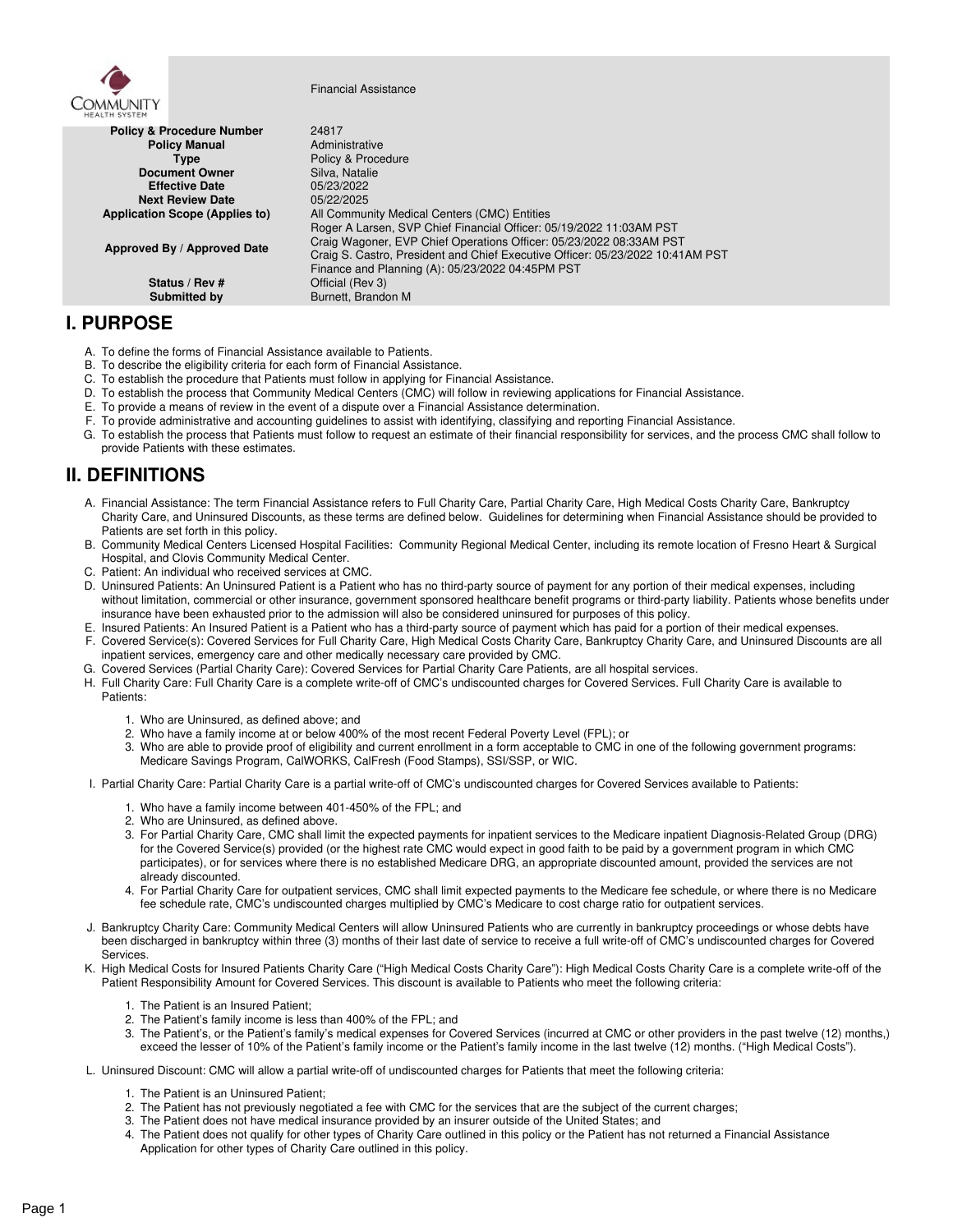Financial Assistance

| Field | Value |
|---|---|
| Policy & Procedure Number | 24817 |
| Policy Manual | Administrative |
| Type | Policy & Procedure |
| Document Owner | Silva, Natalie |
| Effective Date | 05/23/2022 |
| Next Review Date | 05/22/2025 |
| Application Scope (Applies to) | All Community Medical Centers (CMC) Entities |
| Approved By / Approved Date | Roger A Larsen, SVP Chief Financial Officer: 05/19/2022 11:03AM PST<br>Craig Wagoner, EVP Chief Operations Officer: 05/23/2022 08:33AM PST<br>Craig S. Castro, President and Chief Executive Officer: 05/23/2022 10:41AM PST<br>Finance and Planning (A): 05/23/2022 04:45PM PST |
| Status / Rev # | Official (Rev 3) |
| Submitted by | Burnett, Brandon M |

# I. PURPOSE

A. To define the forms of Financial Assistance available to Patients.
B. To describe the eligibility criteria for each form of Financial Assistance.
C. To establish the procedure that Patients must follow in applying for Financial Assistance.
D. To establish the process that Community Medical Centers (CMC) will follow in reviewing applications for Financial Assistance.
E. To provide a means of review in the event of a dispute over a Financial Assistance determination.
F. To provide administrative and accounting guidelines to assist with identifying, classifying and reporting Financial Assistance.
G. To establish the process that Patients must follow to request an estimate of their financial responsibility for services, and the process CMC shall follow to provide Patients with these estimates.

# II. DEFINITIONS

A. Financial Assistance: The term Financial Assistance refers to Full Charity Care, Partial Charity Care, High Medical Costs Charity Care, Bankruptcy Charity Care, and Uninsured Discounts, as these terms are defined below. Guidelines for determining when Financial Assistance should be provided to Patients are set forth in this policy.
B. Community Medical Centers Licensed Hospital Facilities: Community Regional Medical Center, including its remote location of Fresno Heart & Surgical Hospital, and Clovis Community Medical Center.
C. Patient: An individual who received services at CMC.
D. Uninsured Patients: An Uninsured Patient is a Patient who has no third-party source of payment for any portion of their medical expenses, including without limitation, commercial or other insurance, government sponsored healthcare benefit programs or third-party liability. Patients whose benefits under insurance have been exhausted prior to the admission will also be considered uninsured for purposes of this policy.
E. Insured Patients: An Insured Patient is a Patient who has a third-party source of payment which has paid for a portion of their medical expenses.
F. Covered Service(s): Covered Services for Full Charity Care, High Medical Costs Charity Care, Bankruptcy Charity Care, and Uninsured Discounts are all inpatient services, emergency care and other medically necessary care provided by CMC.
G. Covered Services (Partial Charity Care): Covered Services for Partial Charity Care Patients, are all hospital services.
H. Full Charity Care: Full Charity Care is a complete write-off of CMC's undiscounted charges for Covered Services. Full Charity Care is available to Patients:

   1. Who are Uninsured, as defined above; and
   2. Who have a family income at or below 400% of the most recent Federal Poverty Level (FPL); or
   3. Who are able to provide proof of eligibility and current enrollment in a form acceptable to CMC in one of the following government programs: Medicare Savings Program, CalWORKS, CalFresh (Food Stamps), SSI/SSP, or WIC.

I. Partial Charity Care: Partial Charity Care is a partial write-off of CMC's undiscounted charges for Covered Services available to Patients:

   1. Who have a family income between 401-450% of the FPL; and
   2. Who are Uninsured, as defined above.
   3. For Partial Charity Care, CMC shall limit the expected payments for inpatient services to the Medicare inpatient Diagnosis-Related Group (DRG) for the Covered Service(s) provided (or the highest rate CMC would expect in good faith to be paid by a government program in which CMC participates), or for services where there is no established Medicare DRG, an appropriate discounted amount, provided the services are not already discounted.
   4. For Partial Charity Care for outpatient services, CMC shall limit expected payments to the Medicare fee schedule, or where there is no Medicare fee schedule rate, CMC's undiscounted charges multiplied by CMC's Medicare to cost charge ratio for outpatient services.

J. Bankruptcy Charity Care: Community Medical Centers will allow Uninsured Patients who are currently in bankruptcy proceedings or whose debts have been discharged in bankruptcy within three (3) months of their last date of service to receive a full write-off of CMC's undiscounted charges for Covered Services.
K. High Medical Costs for Insured Patients Charity Care ("High Medical Costs Charity Care"): High Medical Costs Charity Care is a complete write-off of the Patient Responsibility Amount for Covered Services. This discount is available to Patients who meet the following criteria:

   1. The Patient is an Insured Patient;
   2. The Patient's family income is less than 400% of the FPL; and
   3. The Patient's, or the Patient's family's medical expenses for Covered Services (incurred at CMC or other providers in the past twelve (12) months,) exceed the lesser of 10% of the Patient's family income or the Patient's family income in the last twelve (12) months. ("High Medical Costs").

L. Uninsured Discount: CMC will allow a partial write-off of undiscounted charges for Patients that meet the following criteria:

   1. The Patient is an Uninsured Patient;
   2. The Patient has not previously negotiated a fee with CMC for the services that are the subject of the current charges;
   3. The Patient does not have medical insurance provided by an insurer outside of the United States; and
   4. The Patient does not qualify for other types of Charity Care outlined in this policy or the Patient has not returned a Financial Assistance Application for other types of Charity Care outlined in this policy.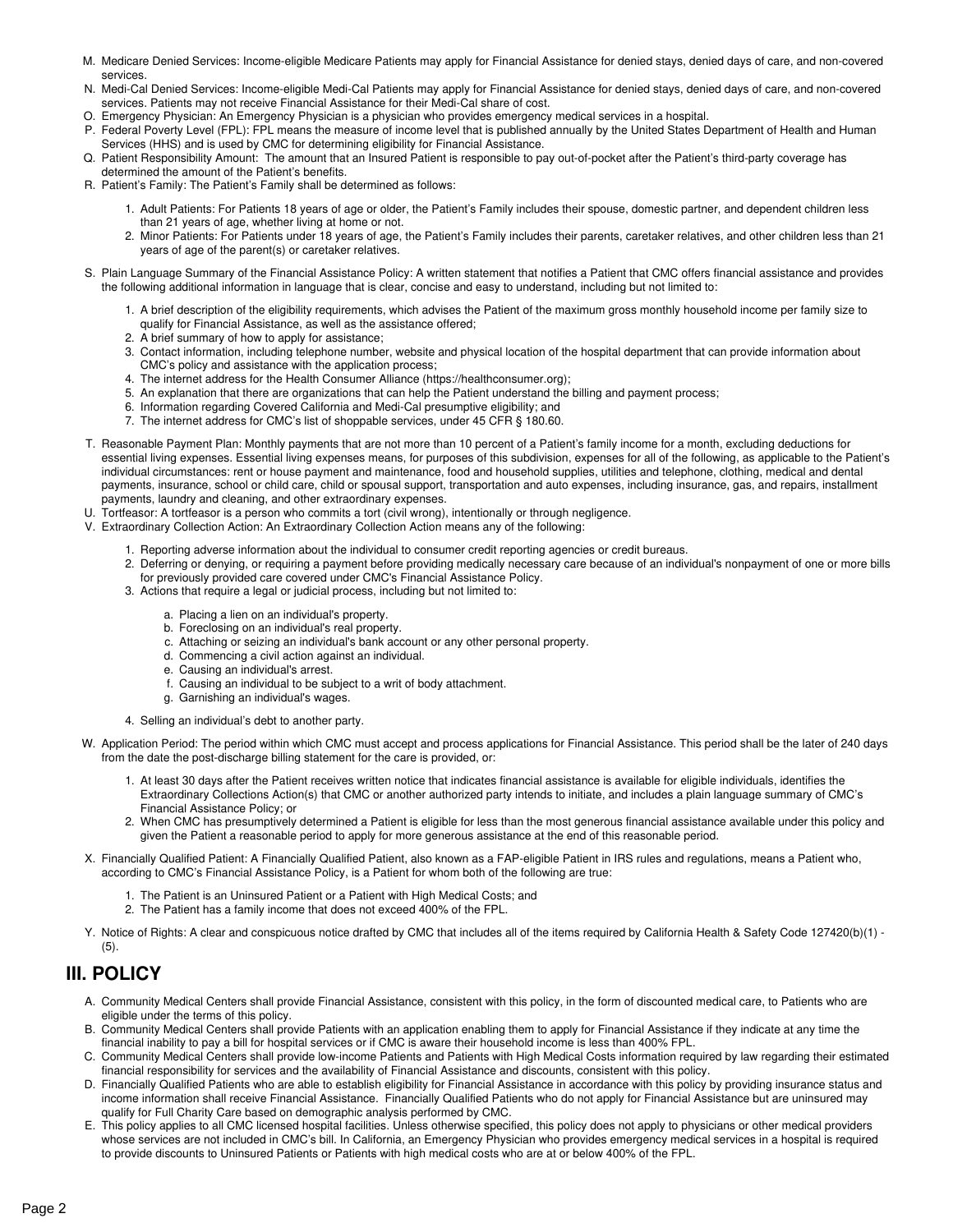M. Medicare Denied Services: Income-eligible Medicare Patients may apply for Financial Assistance for denied stays, denied days of care, and non-covered services.
N. Medi-Cal Denied Services: Income-eligible Medi-Cal Patients may apply for Financial Assistance for denied stays, denied days of care, and non-covered services. Patients may not receive Financial Assistance for their Medi-Cal share of cost.
O. Emergency Physician: An Emergency Physician is a physician who provides emergency medical services in a hospital.
P. Federal Poverty Level (FPL): FPL means the measure of income level that is published annually by the United States Department of Health and Human Services (HHS) and is used by CMC for determining eligibility for Financial Assistance.
Q. Patient Responsibility Amount: The amount that an Insured Patient is responsible to pay out-of-pocket after the Patient's third-party coverage has determined the amount of the Patient's benefits.
R. Patient's Family: The Patient's Family shall be determined as follows:

   1. Adult Patients: For Patients 18 years of age or older, the Patient's Family includes their spouse, domestic partner, and dependent children less than 21 years of age, whether living at home or not.
   2. Minor Patients: For Patients under 18 years of age, the Patient's Family includes their parents, caretaker relatives, and other children less than 21 years of age of the parent(s) or caretaker relatives.

S. Plain Language Summary of the Financial Assistance Policy: A written statement that notifies a Patient that CMC offers financial assistance and provides the following additional information in language that is clear, concise and easy to understand, including but not limited to:

   1. A brief description of the eligibility requirements, which advises the Patient of the maximum gross monthly household income per family size to qualify for Financial Assistance, as well as the assistance offered;
   2. A brief summary of how to apply for assistance;
   3. Contact information, including telephone number, website and physical location of the hospital department that can provide information about CMC's policy and assistance with the application process;
   4. The internet address for the Health Consumer Alliance (https://healthconsumer.org);
   5. An explanation that there are organizations that can help the Patient understand the billing and payment process;
   6. Information regarding Covered California and Medi-Cal presumptive eligibility; and
   7. The internet address for CMC's list of shoppable services, under 45 CFR § 180.60.

T. Reasonable Payment Plan: Monthly payments that are not more than 10 percent of a Patient's family income for a month, excluding deductions for essential living expenses. Essential living expenses means, for purposes of this subdivision, expenses for all of the following, as applicable to the Patient's individual circumstances: rent or house payment and maintenance, food and household supplies, utilities and telephone, clothing, medical and dental payments, insurance, school or child care, child or spousal support, transportation and auto expenses, including insurance, gas, and repairs, installment payments, laundry and cleaning, and other extraordinary expenses.
U. Tortfeasor: A tortfeasor is a person who commits a tort (civil wrong), intentionally or through negligence.
V. Extraordinary Collection Action: An Extraordinary Collection Action means any of the following:

   1. Reporting adverse information about the individual to consumer credit reporting agencies or credit bureaus.
   2. Deferring or denying, or requiring a payment before providing medically necessary care because of an individual's nonpayment of one or more bills for previously provided care covered under CMC's Financial Assistance Policy.
   3. Actions that require a legal or judicial process, including but not limited to:

      a. Placing a lien on an individual's property.
      b. Foreclosing on an individual's real property.
      c. Attaching or seizing an individual's bank account or any other personal property.
      d. Commencing a civil action against an individual.
      e. Causing an individual's arrest.
      f. Causing an individual to be subject to a writ of body attachment.
      g. Garnishing an individual's wages.

   4. Selling an individual's debt to another party.

W. Application Period: The period within which CMC must accept and process applications for Financial Assistance. This period shall be the later of 240 days from the date the post-discharge billing statement for the care is provided, or:

   1. At least 30 days after the Patient receives written notice that indicates financial assistance is available for eligible individuals, identifies the Extraordinary Collections Action(s) that CMC or another authorized party intends to initiate, and includes a plain language summary of CMC's Financial Assistance Policy; or
   2. When CMC has presumptively determined a Patient is eligible for less than the most generous financial assistance available under this policy and given the Patient a reasonable period to apply for more generous assistance at the end of this reasonable period.

X. Financially Qualified Patient: A Financially Qualified Patient, also known as a FAP-eligible Patient in IRS rules and regulations, means a Patient who, according to CMC's Financial Assistance Policy, is a Patient for whom both of the following are true:

   1. The Patient is an Uninsured Patient or a Patient with High Medical Costs; and
   2. The Patient has a family income that does not exceed 400% of the FPL.

Y. Notice of Rights: A clear and conspicuous notice drafted by CMC that includes all of the items required by California Health & Safety Code 127420(b)(1) - (5).

## III. POLICY

A. Community Medical Centers shall provide Financial Assistance, consistent with this policy, in the form of discounted medical care, to Patients who are eligible under the terms of this policy.
B. Community Medical Centers shall provide Patients with an application enabling them to apply for Financial Assistance if they indicate at any time the financial inability to pay a bill for hospital services or if CMC is aware their household income is less than 400% FPL.
C. Community Medical Centers shall provide low-income Patients and Patients with High Medical Costs information required by law regarding their estimated financial responsibility for services and the availability of Financial Assistance and discounts, consistent with this policy.
D. Financially Qualified Patients who are able to establish eligibility for Financial Assistance in accordance with this policy by providing insurance status and income information shall receive Financial Assistance. Financially Qualified Patients who do not apply for Financial Assistance but are uninsured may qualify for Full Charity Care based on demographic analysis performed by CMC.
E. This policy applies to all CMC licensed hospital facilities. Unless otherwise specified, this policy does not apply to physicians or other medical providers whose services are not included in CMC's bill. In California, an Emergency Physician who provides emergency medical services in a hospital is required to provide discounts to Uninsured Patients or Patients with high medical costs who are at or below 400% of the FPL.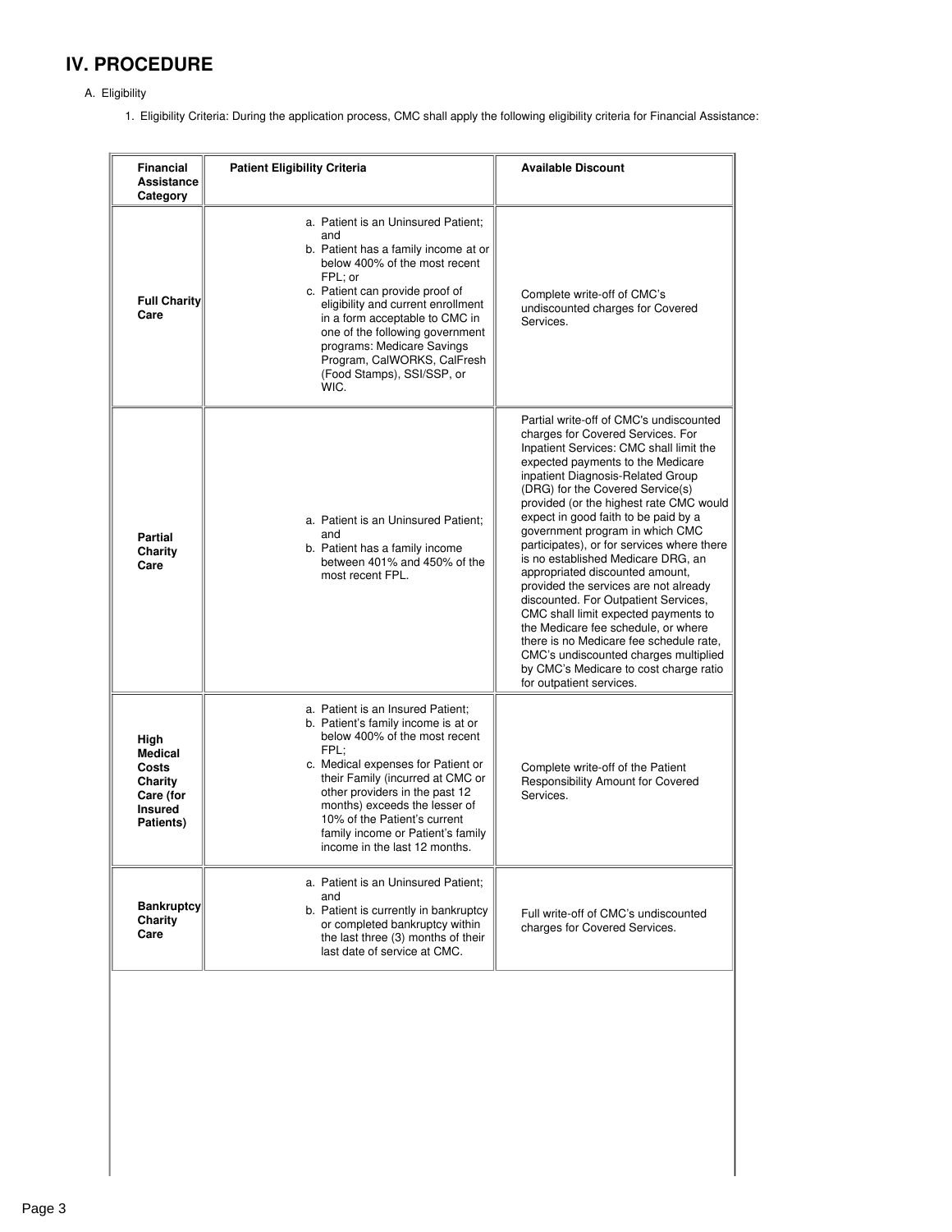# IV. PROCEDURE

A. Eligibility

1. Eligibility Criteria: During the application process, CMC shall apply the following eligibility criteria for Financial Assistance:

| Financial Assistance Category | Patient Eligibility Criteria | Available Discount |
|---|---|---|
| **Full Charity Care** | a. Patient is an Uninsured Patient; and<br>b. Patient has a family income at or below 400% of the most recent FPL; or<br>c. Patient can provide proof of eligibility and current enrollment in a form acceptable to CMC in one of the following government programs: Medicare Savings Program, CalWORKS, CalFresh (Food Stamps), SSI/SSP, or WIC. | Complete write-off of CMC's undiscounted charges for Covered Services. |
| **Partial Charity Care** | a. Patient is an Uninsured Patient; and<br>b. Patient has a family income between 401% and 450% of the most recent FPL. | Partial write-off of CMC's undiscounted charges for Covered Services. For Inpatient Services: CMC shall limit the expected payments to the Medicare inpatient Diagnosis-Related Group (DRG) for the Covered Service(s) provided (or the highest rate CMC would expect in good faith to be paid by a government program in which CMC participates), or for services where there is no established Medicare DRG, an appropriated discounted amount, provided the services are not already discounted. For Outpatient Services, CMC shall limit expected payments to the Medicare fee schedule, or where there is no Medicare fee schedule rate, CMC's undiscounted charges multiplied by CMC's Medicare to cost charge ratio for outpatient services. |
| **High Medical Costs Charity Care (for Insured Patients)** | a. Patient is an Insured Patient;<br>b. Patient's family income is at or below 400% of the most recent FPL;<br>c. Medical expenses for Patient or their Family (incurred at CMC or other providers in the past 12 months) exceeds the lesser of 10% of the Patient's current family income or Patient's family income in the last 12 months. | Complete write-off of the Patient Responsibility Amount for Covered Services. |
| **Bankruptcy Charity Care** | a. Patient is an Uninsured Patient; and<br>b. Patient is currently in bankruptcy or completed bankruptcy within the last three (3) months of their last date of service at CMC. | Full write-off of CMC's undiscounted charges for Covered Services. |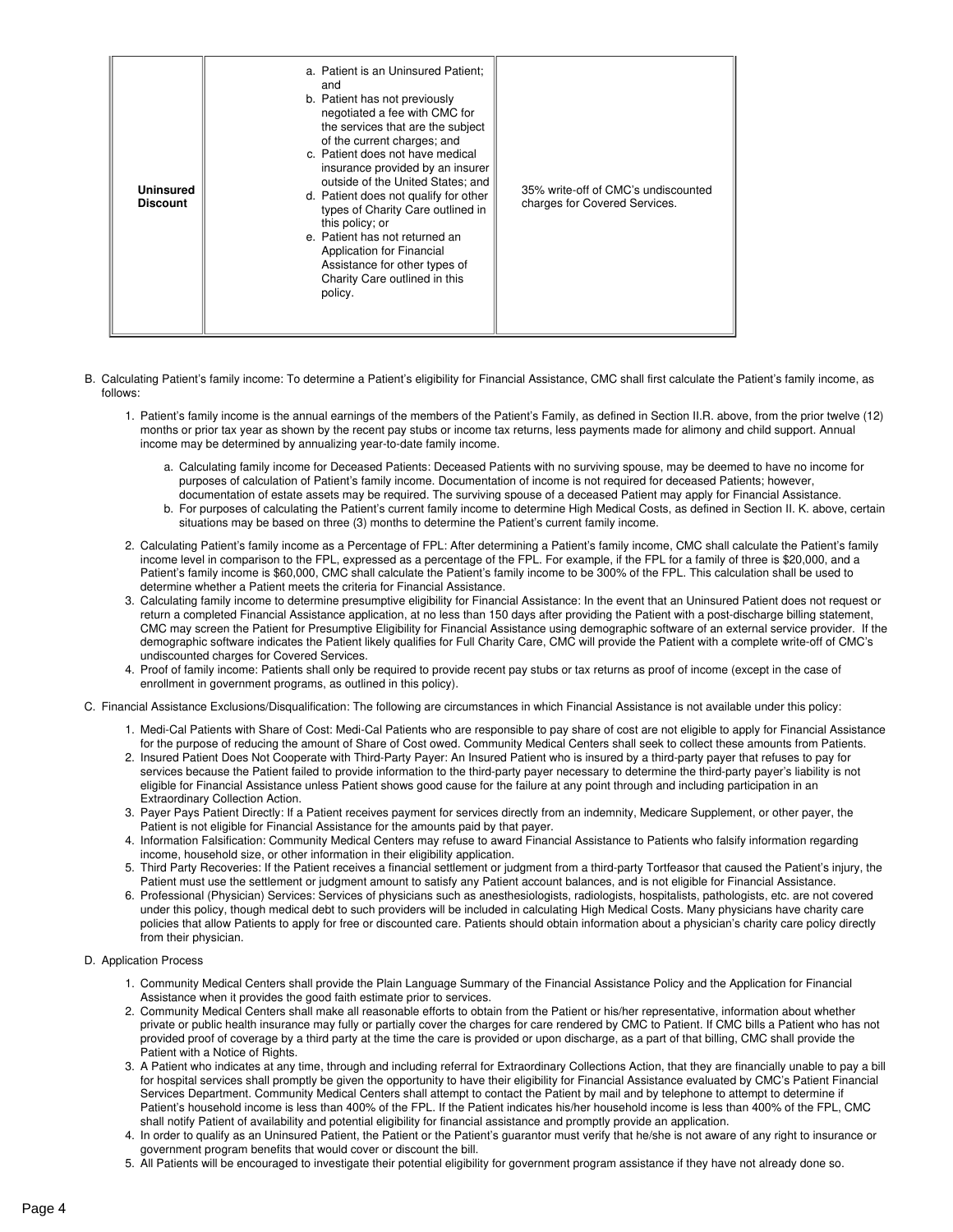| Uninsured Discount | a. Patient is an Uninsured Patient; and<br>b. Patient has not previously negotiated a fee with CMC for the services that are the subject of the current charges; and<br>c. Patient does not have medical insurance provided by an insurer outside of the United States; and<br>d. Patient does not qualify for other types of Charity Care outlined in this policy; or<br>e. Patient has not returned an Application for Financial Assistance for other types of Charity Care outlined in this policy. | 35% write-off of CMC's undiscounted charges for Covered Services. |
|---|---|---|

B. Calculating Patient's family income: To determine a Patient's eligibility for Financial Assistance, CMC shall first calculate the Patient's family income, as follows:

1. Patient's family income is the annual earnings of the members of the Patient's Family, as defined in Section II.R. above, from the prior twelve (12) months or prior tax year as shown by the recent pay stubs or income tax returns, less payments made for alimony and child support. Annual income may be determined by annualizing year-to-date family income.
   a. Calculating family income for Deceased Patients: Deceased Patients with no surviving spouse, may be deemed to have no income for purposes of calculation of Patient's family income. Documentation of income is not required for deceased Patients; however, documentation of estate assets may be required. The surviving spouse of a deceased Patient may apply for Financial Assistance.
   b. For purposes of calculating the Patient's current family income to determine High Medical Costs, as defined in Section II. K. above, certain situations may be based on three (3) months to determine the Patient's current family income.
2. Calculating Patient's family income as a Percentage of FPL: After determining a Patient's family income, CMC shall calculate the Patient's family income level in comparison to the FPL, expressed as a percentage of the FPL. For example, if the FPL for a family of three is $20,000, and a Patient's family income is $60,000, CMC shall calculate the Patient's family income to be 300% of the FPL. This calculation shall be used to determine whether a Patient meets the criteria for Financial Assistance.
3. Calculating family income to determine presumptive eligibility for Financial Assistance: In the event that an Uninsured Patient does not request or return a completed Financial Assistance application, at no less than 150 days after providing the Patient with a post-discharge billing statement, CMC may screen the Patient for Presumptive Eligibility for Financial Assistance using demographic software of an external service provider. If the demographic software indicates the Patient likely qualifies for Full Charity Care, CMC will provide the Patient with a complete write-off of CMC's undiscounted charges for Covered Services.
4. Proof of family income: Patients shall only be required to provide recent pay stubs or tax returns as proof of income (except in the case of enrollment in government programs, as outlined in this policy).

C. Financial Assistance Exclusions/Disqualification: The following are circumstances in which Financial Assistance is not available under this policy:

1. Medi-Cal Patients with Share of Cost: Medi-Cal Patients who are responsible to pay share of cost are not eligible to apply for Financial Assistance for the purpose of reducing the amount of Share of Cost owed. Community Medical Centers shall seek to collect these amounts from Patients.
2. Insured Patient Does Not Cooperate with Third-Party Payer: An Insured Patient who is insured by a third-party payer that refuses to pay for services because the Patient failed to provide information to the third-party payer necessary to determine the third-party payer's liability is not eligible for Financial Assistance unless Patient shows good cause for the failure at any point through and including participation in an Extraordinary Collection Action.
3. Payer Pays Patient Directly: If a Patient receives payment for services directly from an indemnity, Medicare Supplement, or other payer, the Patient is not eligible for Financial Assistance for the amounts paid by that payer.
4. Information Falsification: Community Medical Centers may refuse to award Financial Assistance to Patients who falsify information regarding income, household size, or other information in their eligibility application.
5. Third Party Recoveries: If the Patient receives a financial settlement or judgment from a third-party Tortfeasor that caused the Patient's injury, the Patient must use the settlement or judgment amount to satisfy any Patient account balances, and is not eligible for Financial Assistance.
6. Professional (Physician) Services: Services of physicians such as anesthesiologists, radiologists, hospitalists, pathologists, etc. are not covered under this policy, though medical debt to such providers will be included in calculating High Medical Costs. Many physicians have charity care policies that allow Patients to apply for free or discounted care. Patients should obtain information about a physician's charity care policy directly from their physician.

D. Application Process

1. Community Medical Centers shall provide the Plain Language Summary of the Financial Assistance Policy and the Application for Financial Assistance when it provides the good faith estimate prior to services.
2. Community Medical Centers shall make all reasonable efforts to obtain from the Patient or his/her representative, information about whether private or public health insurance may fully or partially cover the charges for care rendered by CMC to Patient. If CMC bills a Patient who has not provided proof of coverage by a third party at the time the care is provided or upon discharge, as a part of that billing, CMC shall provide the Patient with a Notice of Rights.
3. A Patient who indicates at any time, through and including referral for Extraordinary Collections Action, that they are financially unable to pay a bill for hospital services shall promptly be given the opportunity to have their eligibility for Financial Assistance evaluated by CMC's Patient Financial Services Department. Community Medical Centers shall attempt to contact the Patient by mail and by telephone to attempt to determine if Patient's household income is less than 400% of the FPL. If the Patient indicates his/her household income is less than 400% of the FPL, CMC shall notify Patient of availability and potential eligibility for financial assistance and promptly provide an application.
4. In order to qualify as an Uninsured Patient, the Patient or the Patient's guarantor must verify that he/she is not aware of any right to insurance or government program benefits that would cover or discount the bill.
5. All Patients will be encouraged to investigate their potential eligibility for government program assistance if they have not already done so.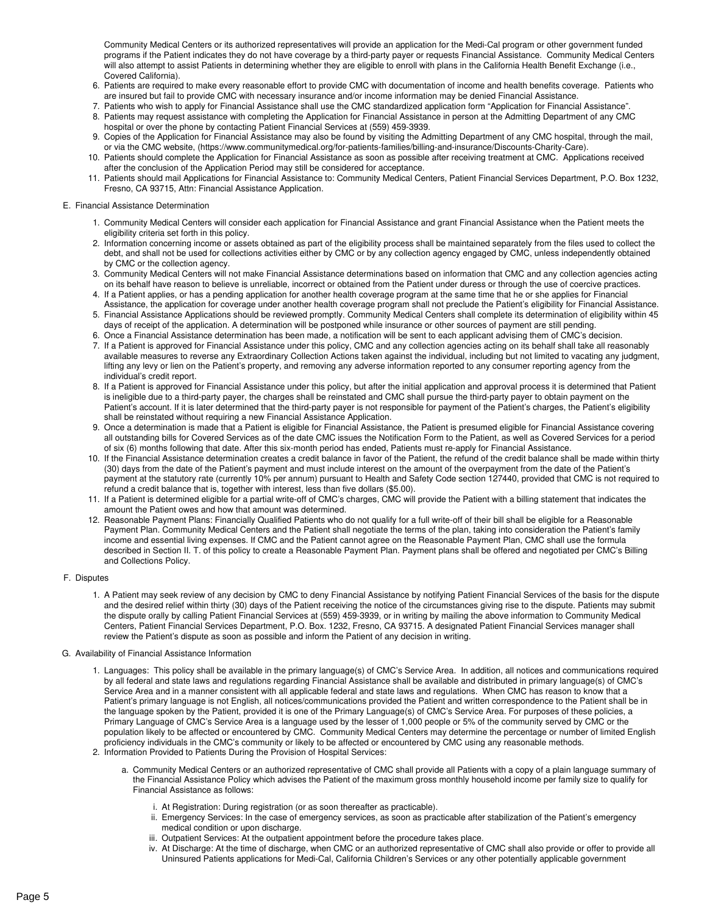Community Medical Centers or its authorized representatives will provide an application for the Medi-Cal program or other government funded programs if the Patient indicates they do not have coverage by a third-party payer or requests Financial Assistance. Community Medical Centers will also attempt to assist Patients in determining whether they are eligible to enroll with plans in the California Health Benefit Exchange (i.e., Covered California).

6. Patients are required to make every reasonable effort to provide CMC with documentation of income and health benefits coverage. Patients who are insured but fail to provide CMC with necessary insurance and/or income information may be denied Financial Assistance.
7. Patients who wish to apply for Financial Assistance shall use the CMC standardized application form "Application for Financial Assistance".
8. Patients may request assistance with completing the Application for Financial Assistance in person at the Admitting Department of any CMC hospital or over the phone by contacting Patient Financial Services at (559) 459-3939.
9. Copies of the Application for Financial Assistance may also be found by visiting the Admitting Department of any CMC hospital, through the mail, or via the CMC website, (https://www.communitymedical.org/for-patients-families/billing-and-insurance/Discounts-Charity-Care).
10. Patients should complete the Application for Financial Assistance as soon as possible after receiving treatment at CMC. Applications received after the conclusion of the Application Period may still be considered for acceptance.
11. Patients should mail Applications for Financial Assistance to: Community Medical Centers, Patient Financial Services Department, P.O. Box 1232, Fresno, CA 93715, Attn: Financial Assistance Application.

E. Financial Assistance Determination

1. Community Medical Centers will consider each application for Financial Assistance and grant Financial Assistance when the Patient meets the eligibility criteria set forth in this policy.
2. Information concerning income or assets obtained as part of the eligibility process shall be maintained separately from the files used to collect the debt, and shall not be used for collections activities either by CMC or by any collection agency engaged by CMC, unless independently obtained by CMC or the collection agency.
3. Community Medical Centers will not make Financial Assistance determinations based on information that CMC and any collection agencies acting on its behalf have reason to believe is unreliable, incorrect or obtained from the Patient under duress or through the use of coercive practices.
4. If a Patient applies, or has a pending application for another health coverage program at the same time that he or she applies for Financial Assistance, the application for coverage under another health coverage program shall not preclude the Patient's eligibility for Financial Assistance.
5. Financial Assistance Applications should be reviewed promptly. Community Medical Centers shall complete its determination of eligibility within 45 days of receipt of the application. A determination will be postponed while insurance or other sources of payment are still pending.
6. Once a Financial Assistance determination has been made, a notification will be sent to each applicant advising them of CMC's decision.
7. If a Patient is approved for Financial Assistance under this policy, CMC and any collection agencies acting on its behalf shall take all reasonably available measures to reverse any Extraordinary Collection Actions taken against the individual, including but not limited to vacating any judgment, lifting any levy or lien on the Patient's property, and removing any adverse information reported to any consumer reporting agency from the individual's credit report.
8. If a Patient is approved for Financial Assistance under this policy, but after the initial application and approval process it is determined that Patient is ineligible due to a third-party payer, the charges shall be reinstated and CMC shall pursue the third-party payer to obtain payment on the Patient's account. If it is later determined that the third-party payer is not responsible for payment of the Patient's charges, the Patient's eligibility shall be reinstated without requiring a new Financial Assistance Application.
9. Once a determination is made that a Patient is eligible for Financial Assistance, the Patient is presumed eligible for Financial Assistance covering all outstanding bills for Covered Services as of the date CMC issues the Notification Form to the Patient, as well as Covered Services for a period of six (6) months following that date. After this six-month period has ended, Patients must re-apply for Financial Assistance.
10. If the Financial Assistance determination creates a credit balance in favor of the Patient, the refund of the credit balance shall be made within thirty (30) days from the date of the Patient's payment and must include interest on the amount of the overpayment from the date of the Patient's payment at the statutory rate (currently 10% per annum) pursuant to Health and Safety Code section 127440, provided that CMC is not required to refund a credit balance that is, together with interest, less than five dollars ($5.00).
11. If a Patient is determined eligible for a partial write-off of CMC's charges, CMC will provide the Patient with a billing statement that indicates the amount the Patient owes and how that amount was determined.
12. Reasonable Payment Plans: Financially Qualified Patients who do not qualify for a full write-off of their bill shall be eligible for a Reasonable Payment Plan. Community Medical Centers and the Patient shall negotiate the terms of the plan, taking into consideration the Patient's family income and essential living expenses. If CMC and the Patient cannot agree on the Reasonable Payment Plan, CMC shall use the formula described in Section II. T. of this policy to create a Reasonable Payment Plan. Payment plans shall be offered and negotiated per CMC's Billing and Collections Policy.

F. Disputes

1. A Patient may seek review of any decision by CMC to deny Financial Assistance by notifying Patient Financial Services of the basis for the dispute and the desired relief within thirty (30) days of the Patient receiving the notice of the circumstances giving rise to the dispute. Patients may submit the dispute orally by calling Patient Financial Services at (559) 459-3939, or in writing by mailing the above information to Community Medical Centers, Patient Financial Services Department, P.O. Box. 1232, Fresno, CA 93715. A designated Patient Financial Services manager shall review the Patient's dispute as soon as possible and inform the Patient of any decision in writing.

G. Availability of Financial Assistance Information

1. Languages: This policy shall be available in the primary language(s) of CMC's Service Area. In addition, all notices and communications required by all federal and state laws and regulations regarding Financial Assistance shall be available and distributed in primary language(s) of CMC's Service Area and in a manner consistent with all applicable federal and state laws and regulations. When CMC has reason to know that a Patient's primary language is not English, all notices/communications provided the Patient and written correspondence to the Patient shall be in the language spoken by the Patient, provided it is one of the Primary Language(s) of CMC's Service Area. For purposes of these policies, a Primary Language of CMC's Service Area is a language used by the lesser of 1,000 people or 5% of the community served by CMC or the population likely to be affected or encountered by CMC. Community Medical Centers may determine the percentage or number of limited English proficiency individuals in the CMC's community or likely to be affected or encountered by CMC using any reasonable methods.
2. Information Provided to Patients During the Provision of Hospital Services:
   a. Community Medical Centers or an authorized representative of CMC shall provide all Patients with a copy of a plain language summary of the Financial Assistance Policy which advises the Patient of the maximum gross monthly household income per family size to qualify for Financial Assistance as follows:
      i. At Registration: During registration (or as soon thereafter as practicable).
      ii. Emergency Services: In the case of emergency services, as soon as practicable after stabilization of the Patient's emergency medical condition or upon discharge.
      iii. Outpatient Services: At the outpatient appointment before the procedure takes place.
      iv. At Discharge: At the time of discharge, when CMC or an authorized representative of CMC shall also provide or offer to provide all Uninsured Patients applications for Medi-Cal, California Children's Services or any other potentially applicable government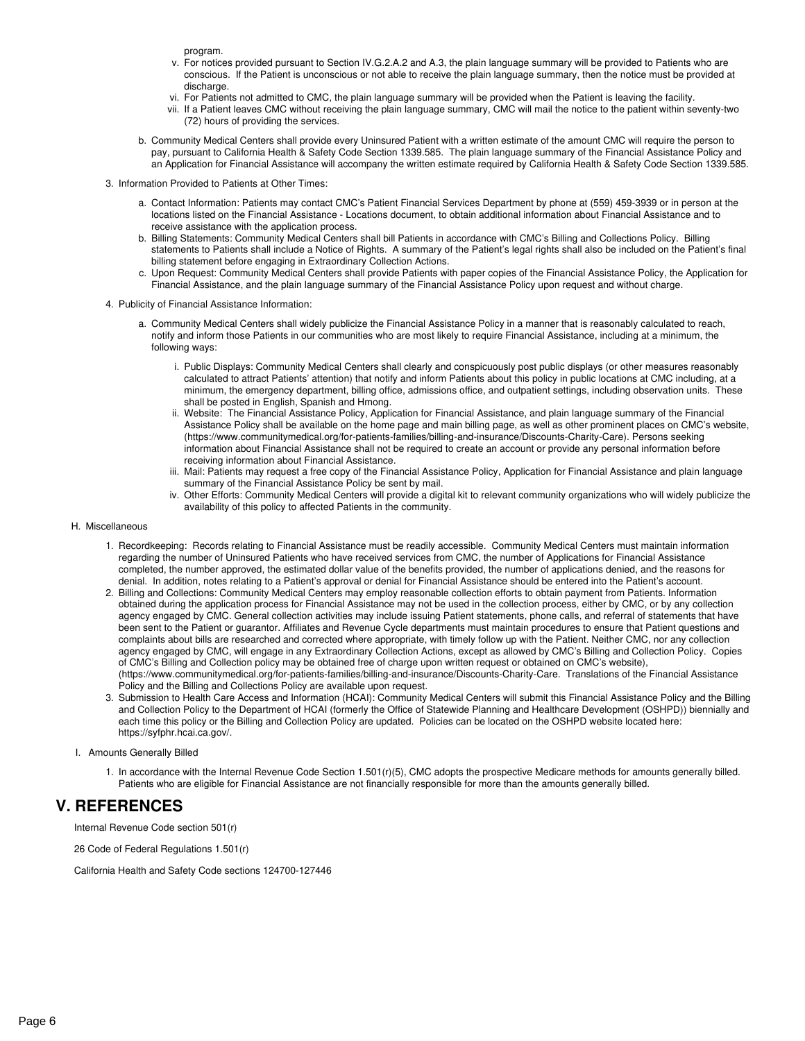program.

v. For notices provided pursuant to Section IV.G.2.A.2 and A.3, the plain language summary will be provided to Patients who are conscious. If the Patient is unconscious or not able to receive the plain language summary, then the notice must be provided at discharge.

vi. For Patients not admitted to CMC, the plain language summary will be provided when the Patient is leaving the facility.

vii. If a Patient leaves CMC without receiving the plain language summary, CMC will mail the notice to the patient within seventy-two (72) hours of providing the services.

b. Community Medical Centers shall provide every Uninsured Patient with a written estimate of the amount CMC will require the person to pay, pursuant to California Health & Safety Code Section 1339.585. The plain language summary of the Financial Assistance Policy and an Application for Financial Assistance will accompany the written estimate required by California Health & Safety Code Section 1339.585.

3. Information Provided to Patients at Other Times:

a. Contact Information: Patients may contact CMC's Patient Financial Services Department by phone at (559) 459-3939 or in person at the locations listed on the Financial Assistance - Locations document, to obtain additional information about Financial Assistance and to receive assistance with the application process.

b. Billing Statements: Community Medical Centers shall bill Patients in accordance with CMC's Billing and Collections Policy. Billing statements to Patients shall include a Notice of Rights. A summary of the Patient's legal rights shall also be included on the Patient's final billing statement before engaging in Extraordinary Collection Actions.

c. Upon Request: Community Medical Centers shall provide Patients with paper copies of the Financial Assistance Policy, the Application for Financial Assistance, and the plain language summary of the Financial Assistance Policy upon request and without charge.

4. Publicity of Financial Assistance Information:

a. Community Medical Centers shall widely publicize the Financial Assistance Policy in a manner that is reasonably calculated to reach, notify and inform those Patients in our communities who are most likely to require Financial Assistance, including at a minimum, the following ways:

i. Public Displays: Community Medical Centers shall clearly and conspicuously post public displays (or other measures reasonably calculated to attract Patients' attention) that notify and inform Patients about this policy in public locations at CMC including, at a minimum, the emergency department, billing office, admissions office, and outpatient settings, including observation units. These shall be posted in English, Spanish and Hmong.

ii. Website: The Financial Assistance Policy, Application for Financial Assistance, and plain language summary of the Financial Assistance Policy shall be available on the home page and main billing page, as well as other prominent places on CMC's website, (https://www.communitymedical.org/for-patients-families/billing-and-insurance/Discounts-Charity-Care). Persons seeking information about Financial Assistance shall not be required to create an account or provide any personal information before receiving information about Financial Assistance.

iii. Mail: Patients may request a free copy of the Financial Assistance Policy, Application for Financial Assistance and plain language summary of the Financial Assistance Policy be sent by mail.

iv. Other Efforts: Community Medical Centers will provide a digital kit to relevant community organizations who will widely publicize the availability of this policy to affected Patients in the community.

H. Miscellaneous

1. Recordkeeping: Records relating to Financial Assistance must be readily accessible. Community Medical Centers must maintain information regarding the number of Uninsured Patients who have received services from CMC, the number of Applications for Financial Assistance completed, the number approved, the estimated dollar value of the benefits provided, the number of applications denied, and the reasons for denial. In addition, notes relating to a Patient's approval or denial for Financial Assistance should be entered into the Patient's account.

2. Billing and Collections: Community Medical Centers may employ reasonable collection efforts to obtain payment from Patients. Information obtained during the application process for Financial Assistance may not be used in the collection process, either by CMC, or by any collection agency engaged by CMC. General collection activities may include issuing Patient statements, phone calls, and referral of statements that have been sent to the Patient or guarantor. Affiliates and Revenue Cycle departments must maintain procedures to ensure that Patient questions and complaints about bills are researched and corrected where appropriate, with timely follow up with the Patient. Neither CMC, nor any collection agency engaged by CMC, will engage in any Extraordinary Collection Actions, except as allowed by CMC's Billing and Collection Policy. Copies of CMC's Billing and Collection policy may be obtained free of charge upon written request or obtained on CMC's website), (https://www.communitymedical.org/for-patients-families/billing-and-insurance/Discounts-Charity-Care. Translations of the Financial Assistance Policy and the Billing and Collections Policy are available upon request.

3. Submission to Health Care Access and Information (HCAI): Community Medical Centers will submit this Financial Assistance Policy and the Billing and Collection Policy to the Department of HCAI (formerly the Office of Statewide Planning and Healthcare Development (OSHPD)) biennially and each time this policy or the Billing and Collection Policy are updated. Policies can be located on the OSHPD website located here: https://syfphr.hcai.ca.gov/.

I. Amounts Generally Billed

1. In accordance with the Internal Revenue Code Section 1.501(r)(5), CMC adopts the prospective Medicare methods for amounts generally billed. Patients who are eligible for Financial Assistance are not financially responsible for more than the amounts generally billed.

## V. REFERENCES

Internal Revenue Code section 501(r)

26 Code of Federal Regulations 1.501(r)

California Health and Safety Code sections 124700-127446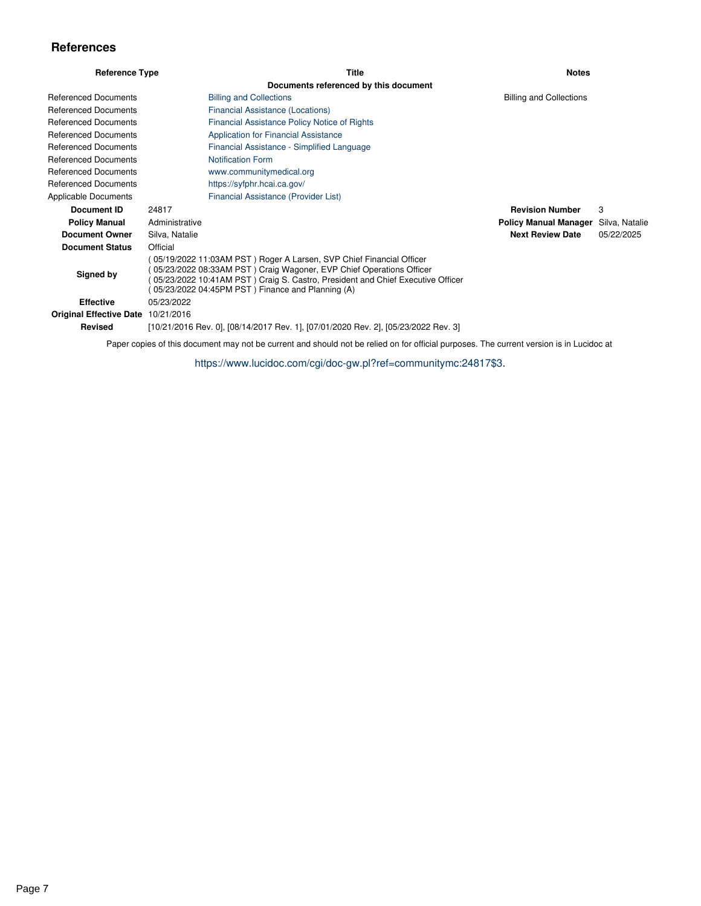## References

| Reference Type | Title | Notes |
| --- | --- | --- |
| | **Documents referenced by this document** | |
| Referenced Documents | Billing and Collections | Billing and Collections |
| Referenced Documents | Financial Assistance (Locations) | |
| Referenced Documents | Financial Assistance Policy Notice of Rights | |
| Referenced Documents | Application for Financial Assistance | |
| Referenced Documents | Financial Assistance - Simplified Language | |
| Referenced Documents | Notification Form | |
| Referenced Documents | www.communitymedical.org | |
| Referenced Documents | https://syfphr.hcai.ca.gov/ | |
| Applicable Documents | Financial Assistance (Provider List) | |

| | | | |
| --- | --- | --- | --- |
| **Document ID** | 24817 | **Revision Number** | 3 |
| **Policy Manual** | Administrative | **Policy Manual Manager** | Silva, Natalie |
| **Document Owner** | Silva, Natalie | **Next Review Date** | 05/22/2025 |
| **Document Status** | Official | | |
| **Signed by** | ( 05/19/2022 11:03AM PST ) Roger A Larsen, SVP Chief Financial Officer<br>( 05/23/2022 08:33AM PST ) Craig Wagoner, EVP Chief Operations Officer<br>( 05/23/2022 10:41AM PST ) Craig S. Castro, President and Chief Executive Officer<br>( 05/23/2022 04:45PM PST ) Finance and Planning (A) | | |
| **Effective** | 05/23/2022 | | |
| **Original Effective Date** | 10/21/2016 | | |
| **Revised** | [10/21/2016 Rev. 0], [08/14/2017 Rev. 1], [07/01/2020 Rev. 2], [05/23/2022 Rev. 3] | | |

Paper copies of this document may not be current and should not be relied on for official purposes. The current version is in Lucidoc at

https://www.lucidoc.com/cgi/doc-gw.pl?ref=communitymc:24817$3.